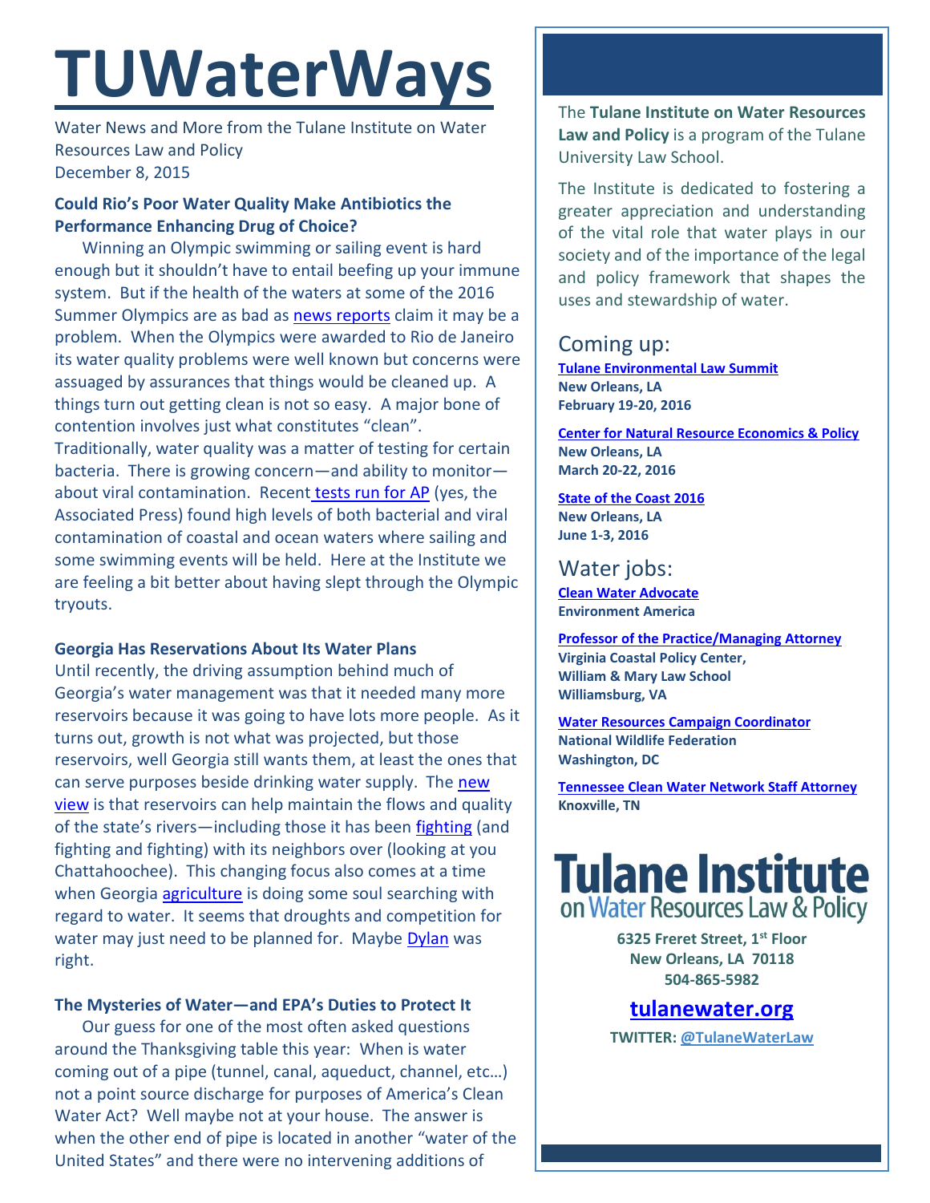# TUWaterWays

Water News and More from the Tulane Institute on Water Resources Law and Policy
December 8, 2015

### Could Rio's Poor Water Quality Make Antibiotics the Performance Enhancing Drug of Choice?

Winning an Olympic swimming or sailing event is hard enough but it shouldn't have to entail beefing up your immune system. But if the health of the waters at some of the 2016 Summer Olympics are as bad as news reports claim it may be a problem. When the Olympics were awarded to Rio de Janeiro its water quality problems were well known but concerns were assuaged by assurances that things would be cleaned up. A things turn out getting clean is not so easy. A major bone of contention involves just what constitutes "clean". Traditionally, water quality was a matter of testing for certain bacteria. There is growing concern—and ability to monitor—about viral contamination. Recent tests run for AP (yes, the Associated Press) found high levels of both bacterial and viral contamination of coastal and ocean waters where sailing and some swimming events will be held. Here at the Institute we are feeling a bit better about having slept through the Olympic tryouts.

### Georgia Has Reservations About Its Water Plans

Until recently, the driving assumption behind much of Georgia's water management was that it needed many more reservoirs because it was going to have lots more people. As it turns out, growth is not what was projected, but those reservoirs, well Georgia still wants them, at least the ones that can serve purposes beside drinking water supply. The new view is that reservoirs can help maintain the flows and quality of the state's rivers—including those it has been fighting (and fighting and fighting) with its neighbors over (looking at you Chattahoochee). This changing focus also comes at a time when Georgia agriculture is doing some soul searching with regard to water. It seems that droughts and competition for water may just need to be planned for. Maybe Dylan was right.

### The Mysteries of Water—and EPA's Duties to Protect It

Our guess for one of the most often asked questions around the Thanksgiving table this year: When is water coming out of a pipe (tunnel, canal, aqueduct, channel, etc…) not a point source discharge for purposes of America's Clean Water Act? Well maybe not at your house. The answer is when the other end of pipe is located in another "water of the United States" and there were no intervening additions of

---

The **Tulane Institute on Water Resources Law and Policy** is a program of the Tulane University Law School.

The Institute is dedicated to fostering a greater appreciation and understanding of the vital role that water plays in our society and of the importance of the legal and policy framework that shapes the uses and stewardship of water.

## Coming up:

**Tulane Environmental Law Summit**
**New Orleans, LA**
**February 19-20, 2016**

**Center for Natural Resource Economics & Policy**
**New Orleans, LA**
**March 20-22, 2016**

**State of the Coast 2016**
**New Orleans, LA**
**June 1-3, 2016**

## Water jobs:

**Clean Water Advocate**
**Environment America**

**Professor of the Practice/Managing Attorney**
**Virginia Coastal Policy Center, William & Mary Law School**
**Williamsburg, VA**

**Water Resources Campaign Coordinator**
**National Wildlife Federation**
**Washington, DC**

**Tennessee Clean Water Network Staff Attorney**
**Knoxville, TN**

**Tulane Institute on Water Resources Law & Policy**

**6325 Freret Street, 1st Floor**
**New Orleans, LA 70118**
**504-865-5982**

**tulanewater.org**

**TWITTER: @TulaneWaterLaw**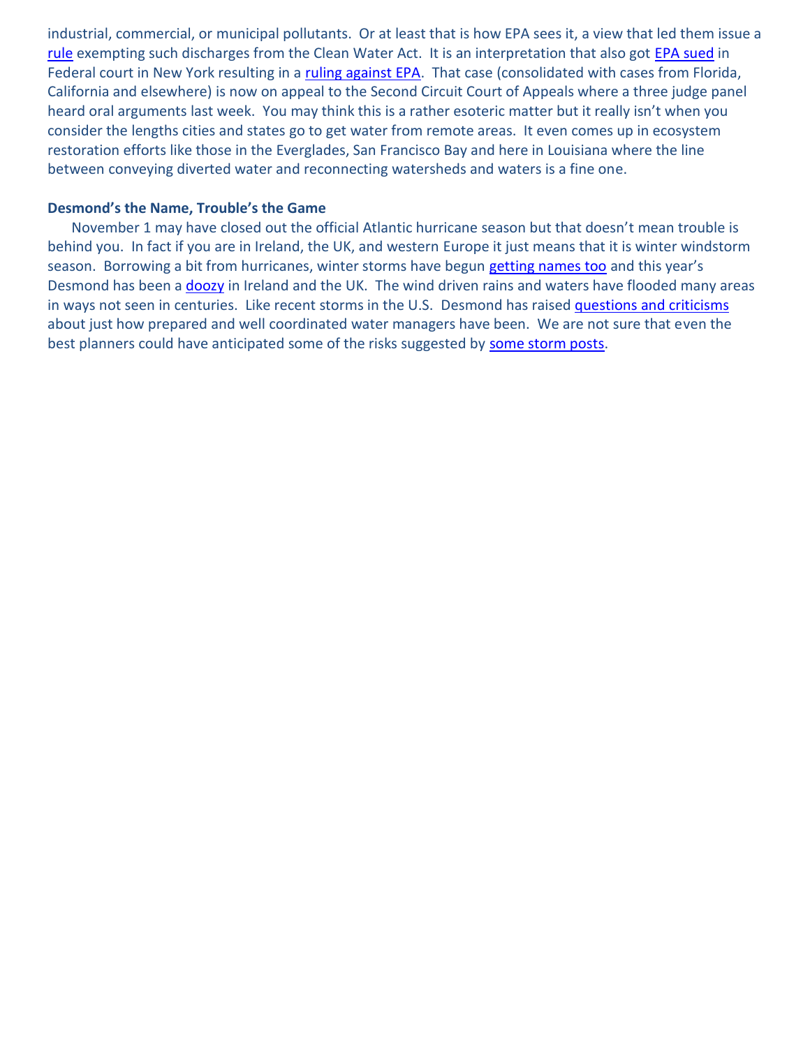industrial, commercial, or municipal pollutants. Or at least that is how EPA sees it, a view that led them issue a rule exempting such discharges from the Clean Water Act. It is an interpretation that also got EPA sued in Federal court in New York resulting in a ruling against EPA. That case (consolidated with cases from Florida, California and elsewhere) is now on appeal to the Second Circuit Court of Appeals where a three judge panel heard oral arguments last week. You may think this is a rather esoteric matter but it really isn't when you consider the lengths cities and states go to get water from remote areas. It even comes up in ecosystem restoration efforts like those in the Everglades, San Francisco Bay and here in Louisiana where the line between conveying diverted water and reconnecting watersheds and waters is a fine one.

### Desmond's the Name, Trouble's the Game

November 1 may have closed out the official Atlantic hurricane season but that doesn't mean trouble is behind you. In fact if you are in Ireland, the UK, and western Europe it just means that it is winter windstorm season. Borrowing a bit from hurricanes, winter storms have begun getting names too and this year's Desmond has been a doozy in Ireland and the UK. The wind driven rains and waters have flooded many areas in ways not seen in centuries. Like recent storms in the U.S. Desmond has raised questions and criticisms about just how prepared and well coordinated water managers have been. We are not sure that even the best planners could have anticipated some of the risks suggested by some storm posts.